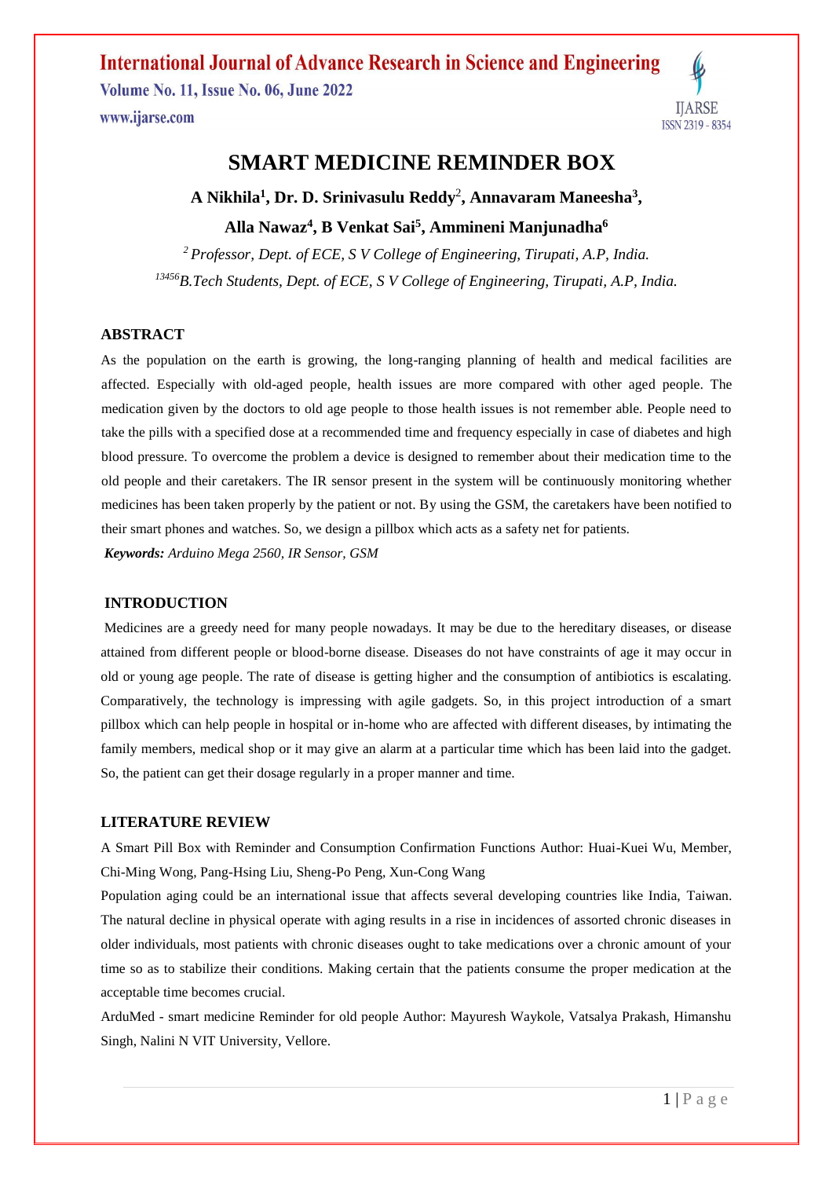# SMART MEDICINE REMINDER BOX

**A Nikhila[1], Dr. D. Srinivasulu Reddy[2], Annavaram Maneesha[3], Alla Nawaz[4], B Venkat Sai[5], Ammineni Manjunadha[6]**

*[2] Professor, Dept. of ECE, S V College of Engineering, Tirupati, A.P, India.*

*[13456] B.Tech Students, Dept. of ECE, S V College of Engineering, Tirupati, A.P, India.*

## ABSTRACT

As the population on the earth is growing, the long-ranging planning of health and medical facilities are affected. Especially with old-aged people, health issues are more compared with other aged people. The medication given by the doctors to old age people to those health issues is not remember able. People need to take the pills with a specified dose at a recommended time and frequency especially in case of diabetes and high blood pressure. To overcome the problem a device is designed to remember about their medication time to the old people and their caretakers. The IR sensor present in the system will be continuously monitoring whether medicines has been taken properly by the patient or not. By using the GSM, the caretakers have been notified to their smart phones and watches. So, we design a pillbox which acts as a safety net for patients.

***Keywords:*** *Arduino Mega 2560, IR Sensor, GSM*

## INTRODUCTION

Medicines are a greedy need for many people nowadays. It may be due to the hereditary diseases, or disease attained from different people or blood-borne disease. Diseases do not have constraints of age it may occur in old or young age people. The rate of disease is getting higher and the consumption of antibiotics is escalating. Comparatively, the technology is impressing with agile gadgets. So, in this project introduction of a smart pillbox which can help people in hospital or in-home who are affected with different diseases, by intimating the family members, medical shop or it may give an alarm at a particular time which has been laid into the gadget. So, the patient can get their dosage regularly in a proper manner and time.

## LITERATURE REVIEW

A Smart Pill Box with Reminder and Consumption Confirmation Functions Author: Huai-Kuei Wu, Member, Chi-Ming Wong, Pang-Hsing Liu, Sheng-Po Peng, Xun-Cong Wang

Population aging could be an international issue that affects several developing countries like India, Taiwan. The natural decline in physical operate with aging results in a rise in incidences of assorted chronic diseases in older individuals, most patients with chronic diseases ought to take medications over a chronic amount of your time so as to stabilize their conditions. Making certain that the patients consume the proper medication at the acceptable time becomes crucial.

ArduMed - smart medicine Reminder for old people Author: Mayuresh Waykole, Vatsalya Prakash, Himanshu Singh, Nalini N VIT University, Vellore.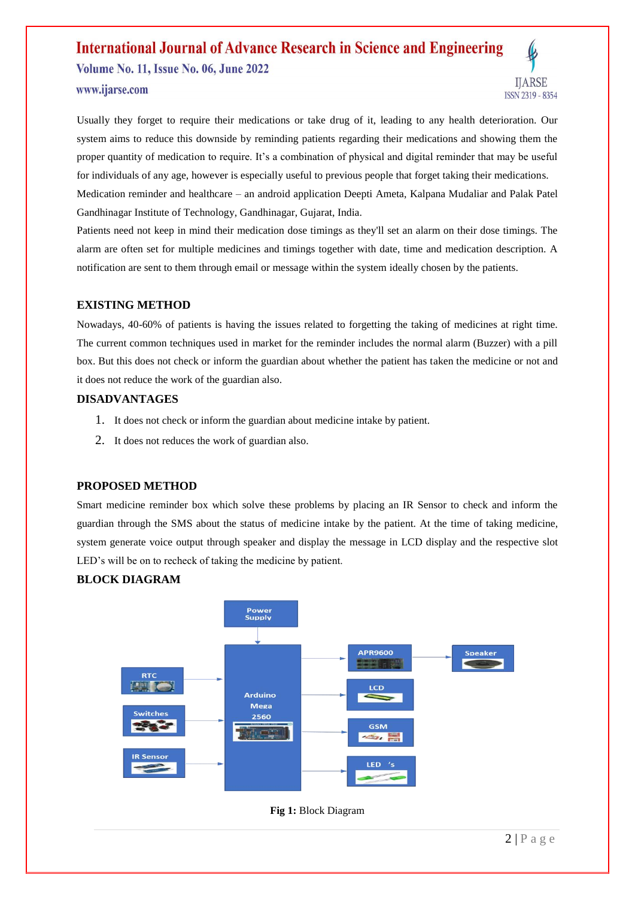Usually they forget to require their medications or take drug of it, leading to any health deterioration. Our system aims to reduce this downside by reminding patients regarding their medications and showing them the proper quantity of medication to require. It's a combination of physical and digital reminder that may be useful for individuals of any age, however is especially useful to previous people that forget taking their medications.

Medication reminder and healthcare – an android application Deepti Ameta, Kalpana Mudaliar and Palak Patel Gandhinagar Institute of Technology, Gandhinagar, Gujarat, India.

Patients need not keep in mind their medication dose timings as they'll set an alarm on their dose timings. The alarm are often set for multiple medicines and timings together with date, time and medication description. A notification are sent to them through email or message within the system ideally chosen by the patients.

## EXISTING METHOD

Nowadays, 40-60% of patients is having the issues related to forgetting the taking of medicines at right time. The current common techniques used in market for the reminder includes the normal alarm (Buzzer) with a pill box. But this does not check or inform the guardian about whether the patient has taken the medicine or not and it does not reduce the work of the guardian also.

## DISADVANTAGES

1. It does not check or inform the guardian about medicine intake by patient.
2. It does not reduces the work of guardian also.

## PROPOSED METHOD

Smart medicine reminder box which solve these problems by placing an IR Sensor to check and inform the guardian through the SMS about the status of medicine intake by the patient. At the time of taking medicine, system generate voice output through speaker and display the message in LCD display and the respective slot LED's will be on to recheck of taking the medicine by patient.

## BLOCK DIAGRAM

**Fig 1:** Block Diagram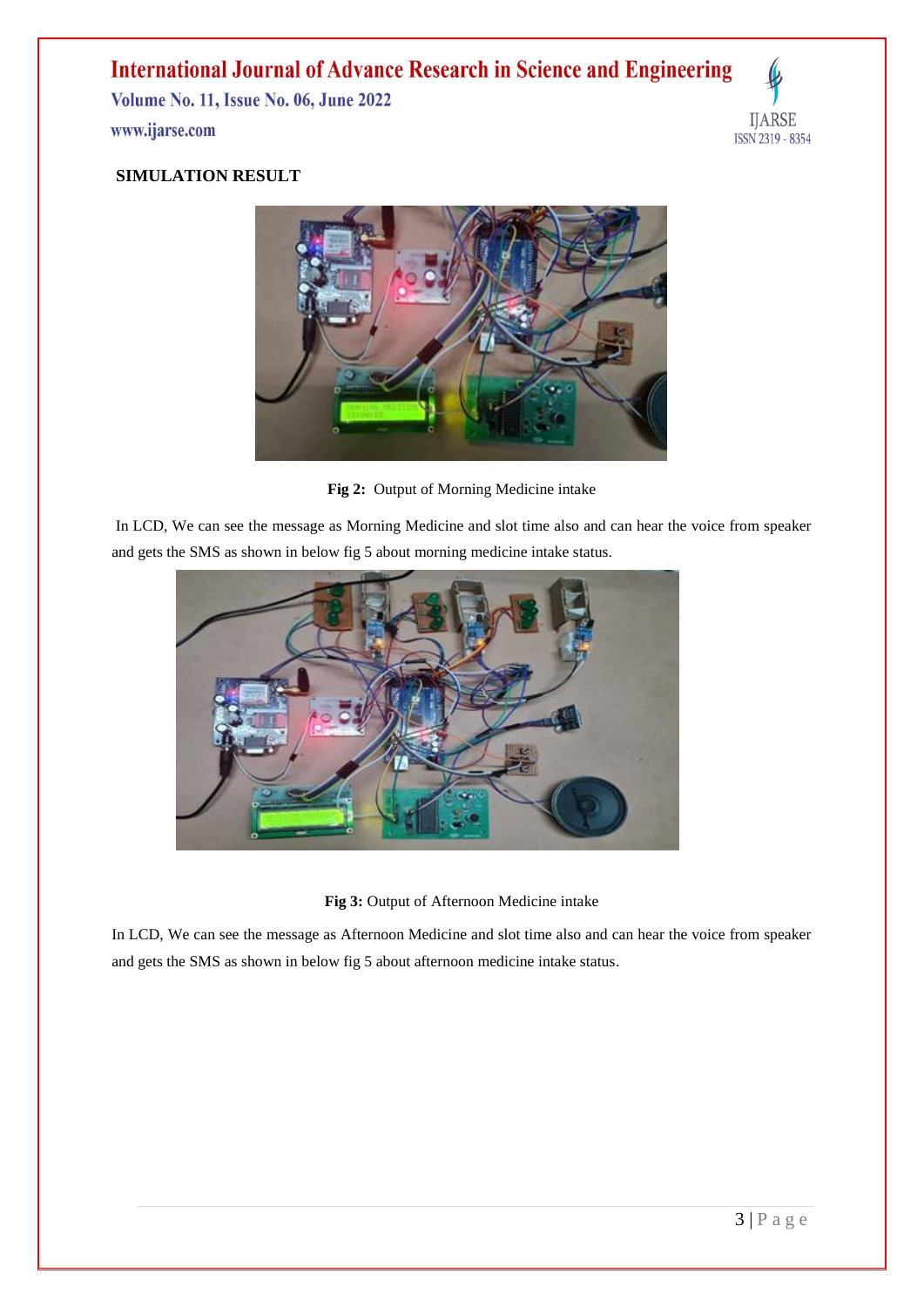## SIMULATION RESULT

**Fig 2:** Output of Morning Medicine intake

In LCD, We can see the message as Morning Medicine and slot time also and can hear the voice from speaker and gets the SMS as shown in below fig 5 about morning medicine intake status.

**Fig 3:** Output of Afternoon Medicine intake

In LCD, We can see the message as Afternoon Medicine and slot time also and can hear the voice from speaker and gets the SMS as shown in below fig 5 about afternoon medicine intake status.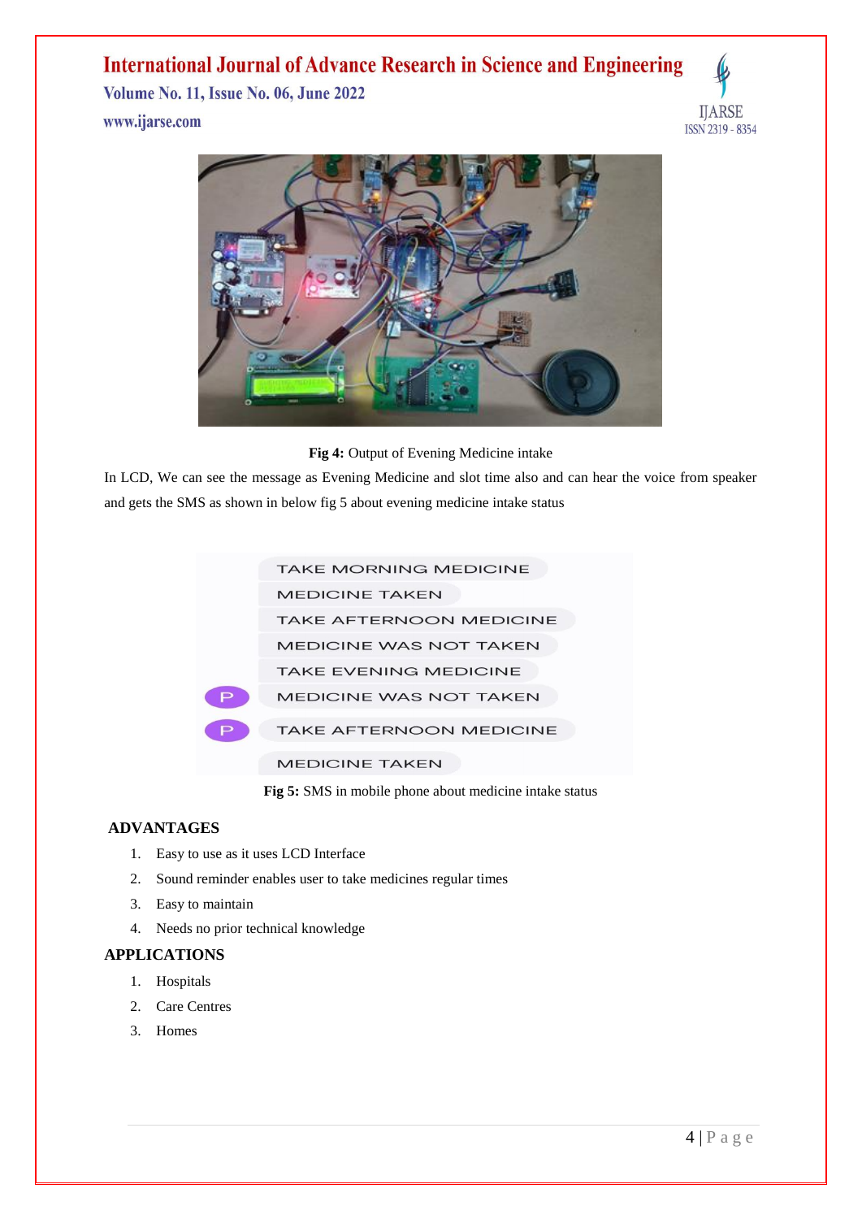**Fig 4:** Output of Evening Medicine intake

In LCD, We can see the message as Evening Medicine and slot time also and can hear the voice from speaker and gets the SMS as shown in below fig 5 about evening medicine intake status

**Fig 5:** SMS in mobile phone about medicine intake status

## ADVANTAGES

1. Easy to use as it uses LCD Interface
2. Sound reminder enables user to take medicines regular times
3. Easy to maintain
4. Needs no prior technical knowledge

## APPLICATIONS

1. Hospitals
2. Care Centres
3. Homes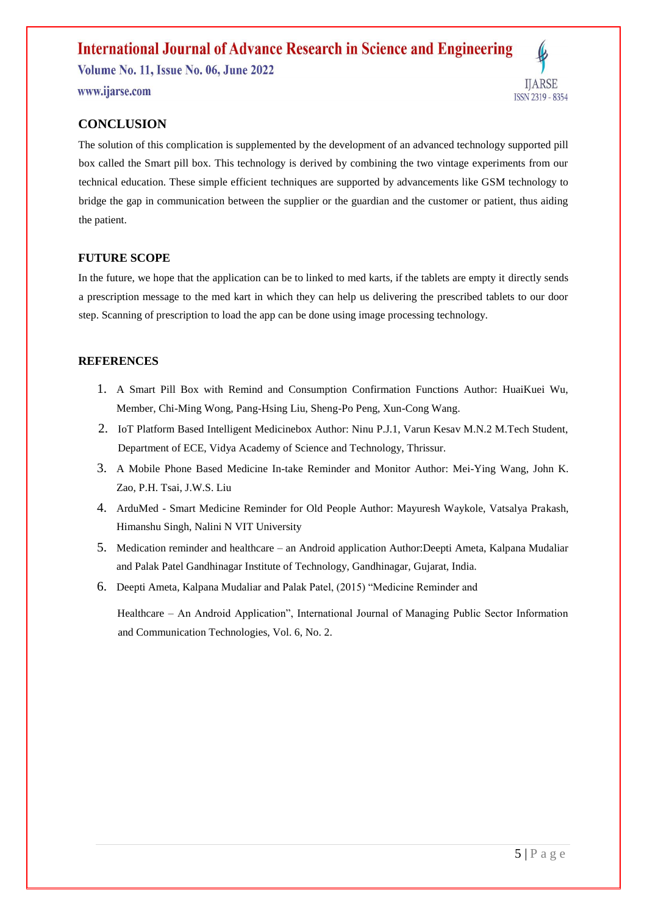## CONCLUSION

The solution of this complication is supplemented by the development of an advanced technology supported pill box called the Smart pill box. This technology is derived by combining the two vintage experiments from our technical education. These simple efficient techniques are supported by advancements like GSM technology to bridge the gap in communication between the supplier or the guardian and the customer or patient, thus aiding the patient.

## FUTURE SCOPE

In the future, we hope that the application can be to linked to med karts, if the tablets are empty it directly sends a prescription message to the med kart in which they can help us delivering the prescribed tablets to our door step. Scanning of prescription to load the app can be done using image processing technology.

## REFERENCES

1. A Smart Pill Box with Remind and Consumption Confirmation Functions Author: HuaiKuei Wu, Member, Chi-Ming Wong, Pang-Hsing Liu, Sheng-Po Peng, Xun-Cong Wang.
2. IoT Platform Based Intelligent Medicinebox Author: Ninu P.J.1, Varun Kesav M.N.2 M.Tech Student, Department of ECE, Vidya Academy of Science and Technology, Thrissur.
3. A Mobile Phone Based Medicine In-take Reminder and Monitor Author: Mei-Ying Wang, John K. Zao, P.H. Tsai, J.W.S. Liu
4. ArduMed - Smart Medicine Reminder for Old People Author: Mayuresh Waykole, Vatsalya Prakash, Himanshu Singh, Nalini N VIT University
5. Medication reminder and healthcare – an Android application Author:Deepti Ameta, Kalpana Mudaliar and Palak Patel Gandhinagar Institute of Technology, Gandhinagar, Gujarat, India.
6. Deepti Ameta, Kalpana Mudaliar and Palak Patel, (2015) "Medicine Reminder and Healthcare – An Android Application", International Journal of Managing Public Sector Information and Communication Technologies, Vol. 6, No. 2.